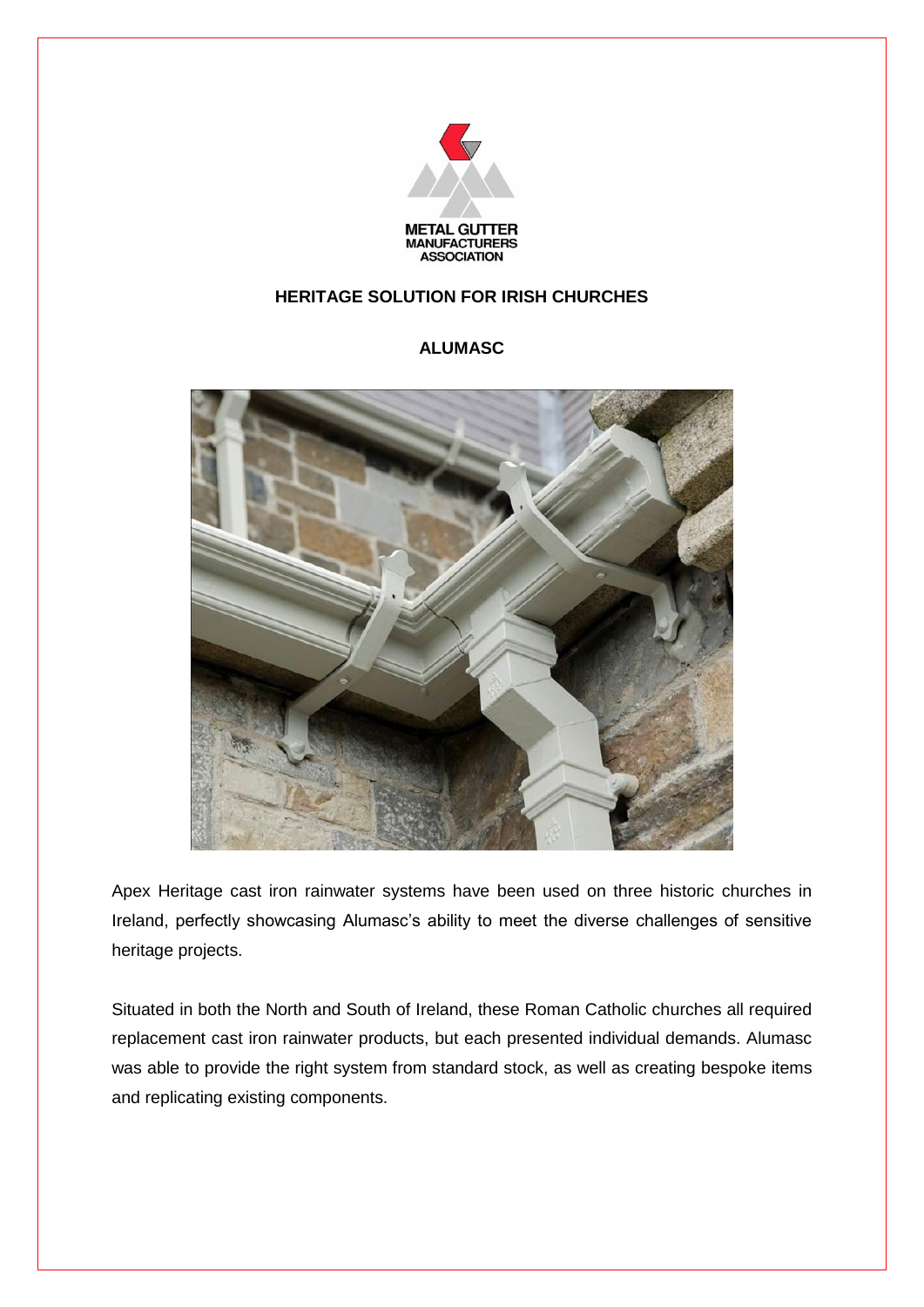METAL GUTTER MANUFACTURERS ASSOCIATION

## HERITAGE SOLUTION FOR IRISH CHURCHES

### ALUMASC

Apex Heritage cast iron rainwater systems have been used on three historic churches in Ireland, perfectly showcasing Alumasc's ability to meet the diverse challenges of sensitive heritage projects.

Situated in both the North and South of Ireland, these Roman Catholic churches all required replacement cast iron rainwater products, but each presented individual demands. Alumasc was able to provide the right system from standard stock, as well as creating bespoke items and replicating existing components.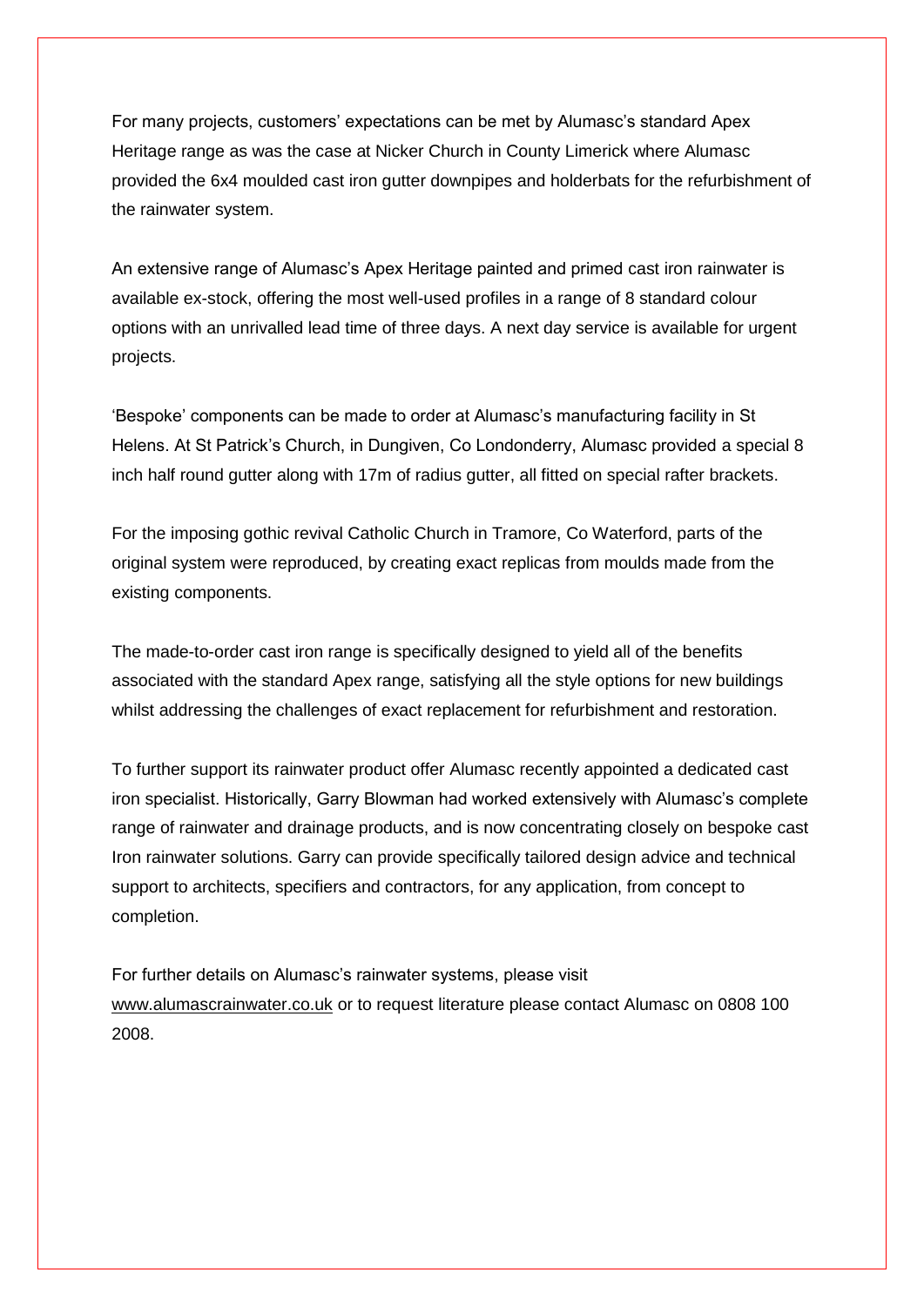For many projects, customers' expectations can be met by Alumasc's standard Apex Heritage range as was the case at Nicker Church in County Limerick where Alumasc provided the 6x4 moulded cast iron gutter downpipes and holderbats for the refurbishment of the rainwater system.

An extensive range of Alumasc's Apex Heritage painted and primed cast iron rainwater is available ex-stock, offering the most well-used profiles in a range of 8 standard colour options with an unrivalled lead time of three days. A next day service is available for urgent projects.

'Bespoke' components can be made to order at Alumasc's manufacturing facility in St Helens. At St Patrick's Church, in Dungiven, Co Londonderry, Alumasc provided a special 8 inch half round gutter along with 17m of radius gutter, all fitted on special rafter brackets.

For the imposing gothic revival Catholic Church in Tramore, Co Waterford, parts of the original system were reproduced, by creating exact replicas from moulds made from the existing components.

The made-to-order cast iron range is specifically designed to yield all of the benefits associated with the standard Apex range, satisfying all the style options for new buildings whilst addressing the challenges of exact replacement for refurbishment and restoration.

To further support its rainwater product offer Alumasc recently appointed a dedicated cast iron specialist. Historically, Garry Blowman had worked extensively with Alumasc's complete range of rainwater and drainage products, and is now concentrating closely on bespoke cast Iron rainwater solutions. Garry can provide specifically tailored design advice and technical support to architects, specifiers and contractors, for any application, from concept to completion.

For further details on Alumasc's rainwater systems, please visit www.alumascrainwater.co.uk or to request literature please contact Alumasc on 0808 100 2008.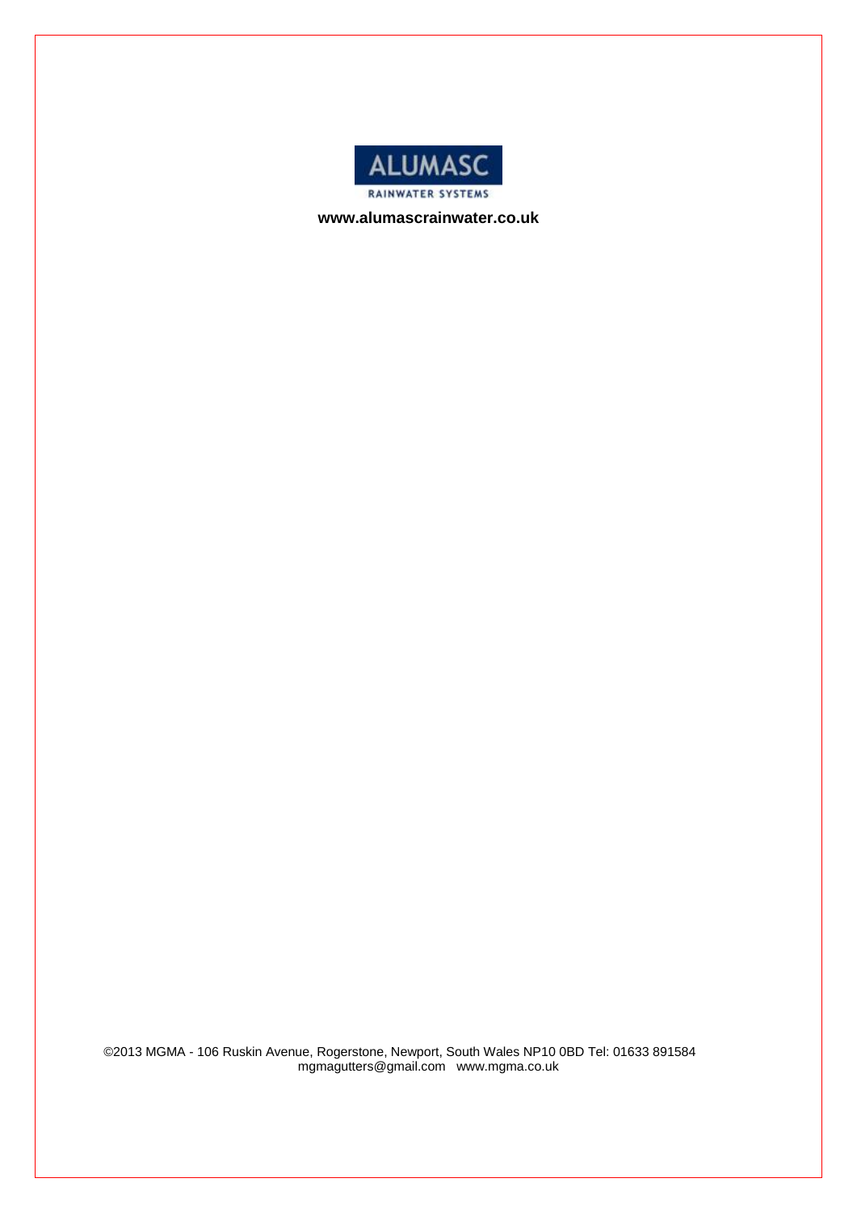ALUMASC

RAINWATER SYSTEMS

**www.alumascrainwater.co.uk**

©2013 MGMA - 106 Ruskin Avenue, Rogerstone, Newport, South Wales NP10 0BD Tel: 01633 891584
mgmagutters@gmail.com www.mgma.co.uk